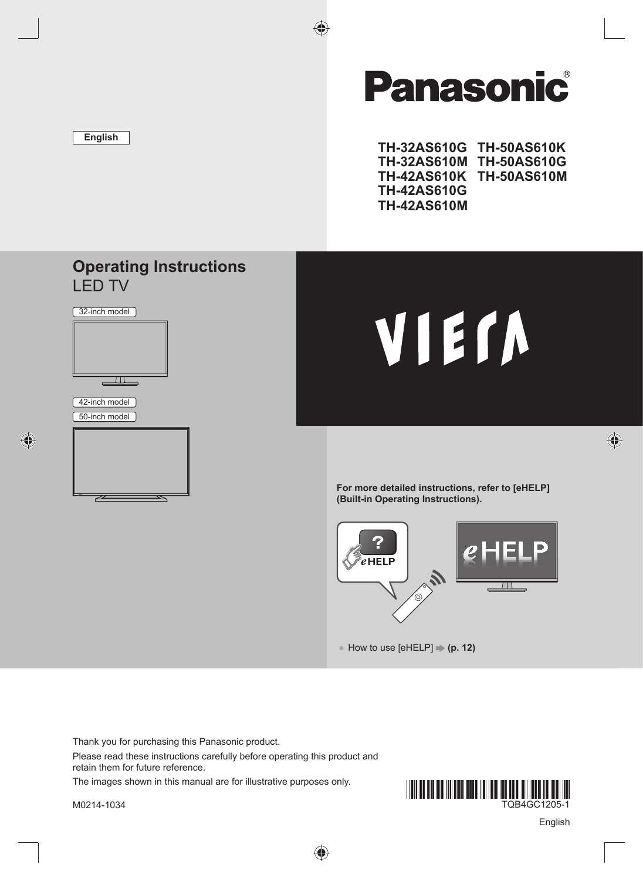English

**Panasonic**®

TH-32AS610G
TH-32AS610M
TH-42AS610K
TH-42AS610G
TH-42AS610M
TH-50AS610K
TH-50AS610G
TH-50AS610M

# Operating Instructions
## LED TV

32-inch model

42-inch model

50-inch model

VIERA

**For more detailed instructions, refer to [eHELP] (Built-in Operating Instructions).**

- How to use [eHELP] ➡ **(p. 12)**

Thank you for purchasing this Panasonic product.

Please read these instructions carefully before operating this product and retain them for future reference.

The images shown in this manual are for illustrative purposes only.

M0214-1034

TQB4GC1205-1

English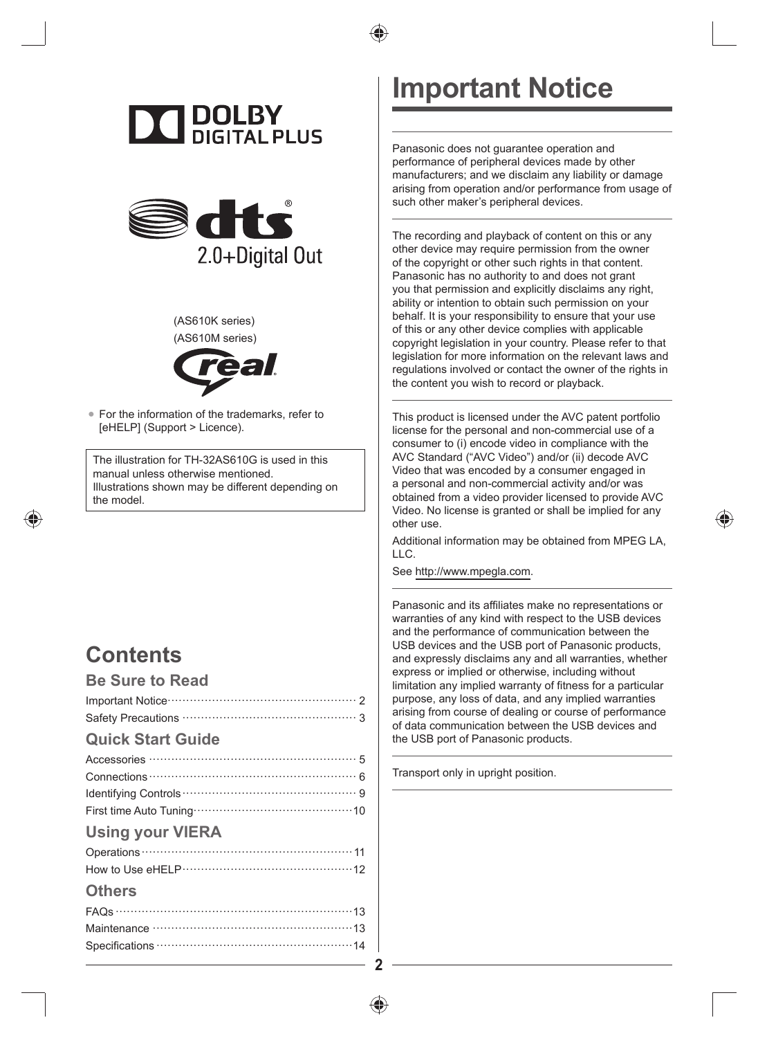(AS610K series)
(AS610M series)

- For the information of the trademarks, refer to [eHELP] (Support > Licence).

The illustration for TH-32AS610G is used in this manual unless otherwise mentioned.
Illustrations shown may be different depending on the model.

# Contents

## Be Sure to Read

Important Notice ........ 2
Safety Precautions ........ 3

## Quick Start Guide

Accessories ........ 5
Connections ........ 6
Identifying Controls ........ 9
First time Auto Tuning ........ 10

## Using your VIERA

Operations ........ 11
How to Use eHELP ........ 12

## Others

FAQs ........ 13
Maintenance ........ 13
Specifications ........ 14

# Important Notice

Panasonic does not guarantee operation and performance of peripheral devices made by other manufacturers; and we disclaim any liability or damage arising from operation and/or performance from usage of such other maker's peripheral devices.

The recording and playback of content on this or any other device may require permission from the owner of the copyright or other such rights in that content. Panasonic has no authority to and does not grant you that permission and explicitly disclaims any right, ability or intention to obtain such permission on your behalf. It is your responsibility to ensure that your use of this or any other device complies with applicable copyright legislation in your country. Please refer to that legislation for more information on the relevant laws and regulations involved or contact the owner of the rights in the content you wish to record or playback.

This product is licensed under the AVC patent portfolio license for the personal and non-commercial use of a consumer to (i) encode video in compliance with the AVC Standard ("AVC Video") and/or (ii) decode AVC Video that was encoded by a consumer engaged in a personal and non-commercial activity and/or was obtained from a video provider licensed to provide AVC Video. No license is granted or shall be implied for any other use.

Additional information may be obtained from MPEG LA, LLC.

See http://www.mpegla.com.

Panasonic and its affiliates make no representations or warranties of any kind with respect to the USB devices and the performance of communication between the USB devices and the USB port of Panasonic products, and expressly disclaims any and all warranties, whether express or implied or otherwise, including without limitation any implied warranty of fitness for a particular purpose, any loss of data, and any implied warranties arising from course of dealing or course of performance of data communication between the USB devices and the USB port of Panasonic products.

Transport only in upright position.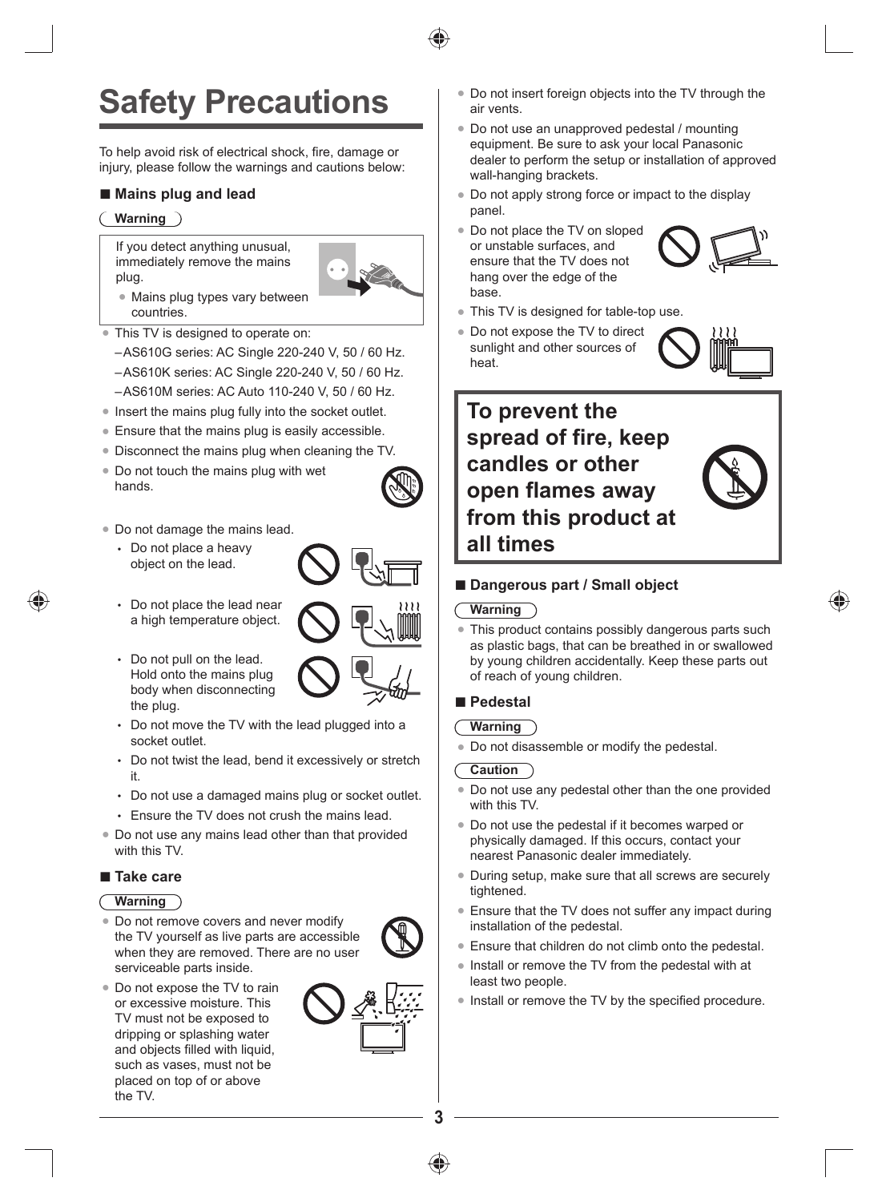# Safety Precautions

To help avoid risk of electrical shock, fire, damage or injury, please follow the warnings and cautions below:

## ■ Mains plug and lead

**Warning**

If you detect anything unusual, immediately remove the mains plug.

- Mains plug types vary between countries.

- This TV is designed to operate on:
  - AS610G series: AC Single 220-240 V, 50 / 60 Hz.
  - AS610K series: AC Single 220-240 V, 50 / 60 Hz.
  - AS610M series: AC Auto 110-240 V, 50 / 60 Hz.
- Insert the mains plug fully into the socket outlet.
- Ensure that the mains plug is easily accessible.
- Disconnect the mains plug when cleaning the TV.
- Do not touch the mains plug with wet hands.
- Do not damage the mains lead.
  - Do not place a heavy object on the lead.
  - Do not place the lead near a high temperature object.
  - Do not pull on the lead. Hold onto the mains plug body when disconnecting the plug.
  - Do not move the TV with the lead plugged into a socket outlet.
  - Do not twist the lead, bend it excessively or stretch it.
  - Do not use a damaged mains plug or socket outlet.
  - Ensure the TV does not crush the mains lead.
- Do not use any mains lead other than that provided with this TV.

## ■ Take care

**Warning**

- Do not remove covers and never modify the TV yourself as live parts are accessible when they are removed. There are no user serviceable parts inside.
- Do not expose the TV to rain or excessive moisture. This TV must not be exposed to dripping or splashing water and objects filled with liquid, such as vases, must not be placed on top of or above the TV.
- Do not insert foreign objects into the TV through the air vents.
- Do not use an unapproved pedestal / mounting equipment. Be sure to ask your local Panasonic dealer to perform the setup or installation of approved wall-hanging brackets.
- Do not apply strong force or impact to the display panel.
- Do not place the TV on sloped or unstable surfaces, and ensure that the TV does not hang over the edge of the base.
- This TV is designed for table-top use.
- Do not expose the TV to direct sunlight and other sources of heat.

**To prevent the spread of fire, keep candles or other open flames away from this product at all times**

## ■ Dangerous part / Small object

**Warning**

- This product contains possibly dangerous parts such as plastic bags, that can be breathed in or swallowed by young children accidentally. Keep these parts out of reach of young children.

## ■ Pedestal

**Warning**

- Do not disassemble or modify the pedestal.

**Caution**

- Do not use any pedestal other than the one provided with this TV.
- Do not use the pedestal if it becomes warped or physically damaged. If this occurs, contact your nearest Panasonic dealer immediately.
- During setup, make sure that all screws are securely tightened.
- Ensure that the TV does not suffer any impact during installation of the pedestal.
- Ensure that children do not climb onto the pedestal.
- Install or remove the TV from the pedestal with at least two people.
- Install or remove the TV by the specified procedure.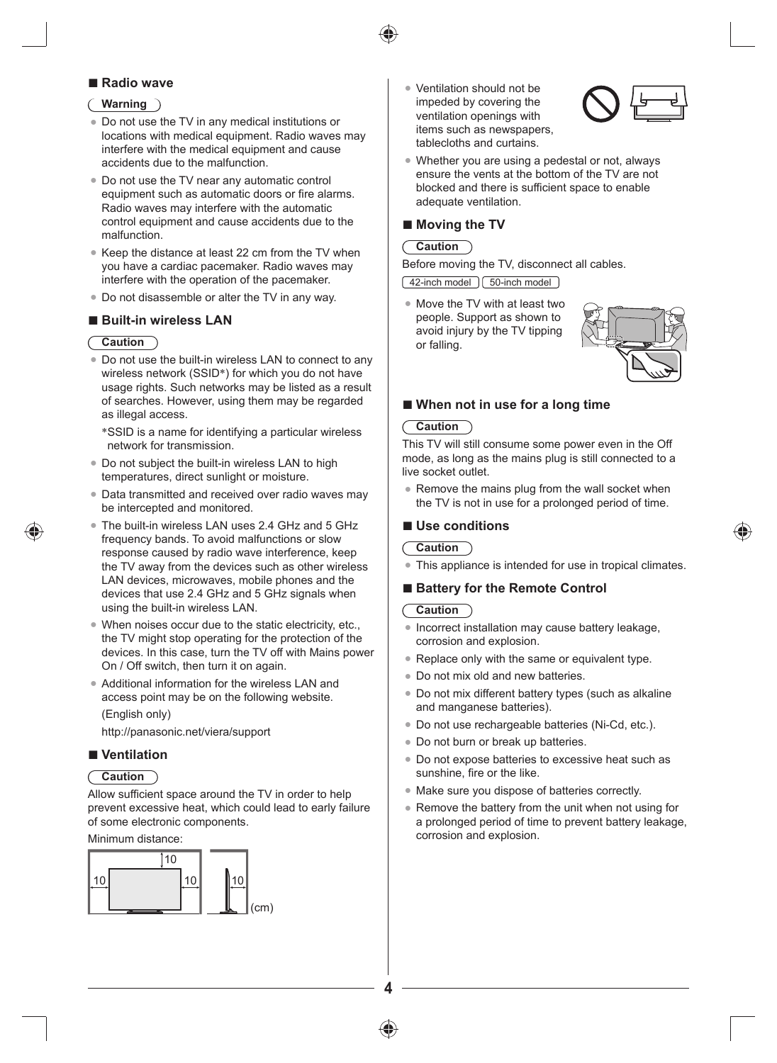## ■ Radio wave

**Warning**

- Do not use the TV in any medical institutions or locations with medical equipment. Radio waves may interfere with the medical equipment and cause accidents due to the malfunction.
- Do not use the TV near any automatic control equipment such as automatic doors or fire alarms. Radio waves may interfere with the automatic control equipment and cause accidents due to the malfunction.
- Keep the distance at least 22 cm from the TV when you have a cardiac pacemaker. Radio waves may interfere with the operation of the pacemaker.
- Do not disassemble or alter the TV in any way.

## ■ Built-in wireless LAN

**Caution**

- Do not use the built-in wireless LAN to connect to any wireless network (SSID*) for which you do not have usage rights. Such networks may be listed as a result of searches. However, using them may be regarded as illegal access.

  *SSID is a name for identifying a particular wireless network for transmission.
- Do not subject the built-in wireless LAN to high temperatures, direct sunlight or moisture.
- Data transmitted and received over radio waves may be intercepted and monitored.
- The built-in wireless LAN uses 2.4 GHz and 5 GHz frequency bands. To avoid malfunctions or slow response caused by radio wave interference, keep the TV away from the devices such as other wireless LAN devices, microwaves, mobile phones and the devices that use 2.4 GHz and 5 GHz signals when using the built-in wireless LAN.
- When noises occur due to the static electricity, etc., the TV might stop operating for the protection of the devices. In this case, turn the TV off with Mains power On / Off switch, then turn it on again.
- Additional information for the wireless LAN and access point may be on the following website.

  (English only)

  http://panasonic.net/viera/support

## ■ Ventilation

**Caution**

Allow sufficient space around the TV in order to help prevent excessive heat, which could lead to early failure of some electronic components.

Minimum distance:

10 10 10 10 (cm)

- Ventilation should not be impeded by covering the ventilation openings with items such as newspapers, tablecloths and curtains.
- Whether you are using a pedestal or not, always ensure the vents at the bottom of the TV are not blocked and there is sufficient space to enable adequate ventilation.

## ■ Moving the TV

**Caution**

Before moving the TV, disconnect all cables.

42-inch model | 50-inch model

- Move the TV with at least two people. Support as shown to avoid injury by the TV tipping or falling.

## ■ When not in use for a long time

**Caution**

This TV will still consume some power even in the Off mode, as long as the mains plug is still connected to a live socket outlet.

- Remove the mains plug from the wall socket when the TV is not in use for a prolonged period of time.

## ■ Use conditions

**Caution**

- This appliance is intended for use in tropical climates.

## ■ Battery for the Remote Control

**Caution**

- Incorrect installation may cause battery leakage, corrosion and explosion.
- Replace only with the same or equivalent type.
- Do not mix old and new batteries.
- Do not mix different battery types (such as alkaline and manganese batteries).
- Do not use rechargeable batteries (Ni-Cd, etc.).
- Do not burn or break up batteries.
- Do not expose batteries to excessive heat such as sunshine, fire or the like.
- Make sure you dispose of batteries correctly.
- Remove the battery from the unit when not using for a prolonged period of time to prevent battery leakage, corrosion and explosion.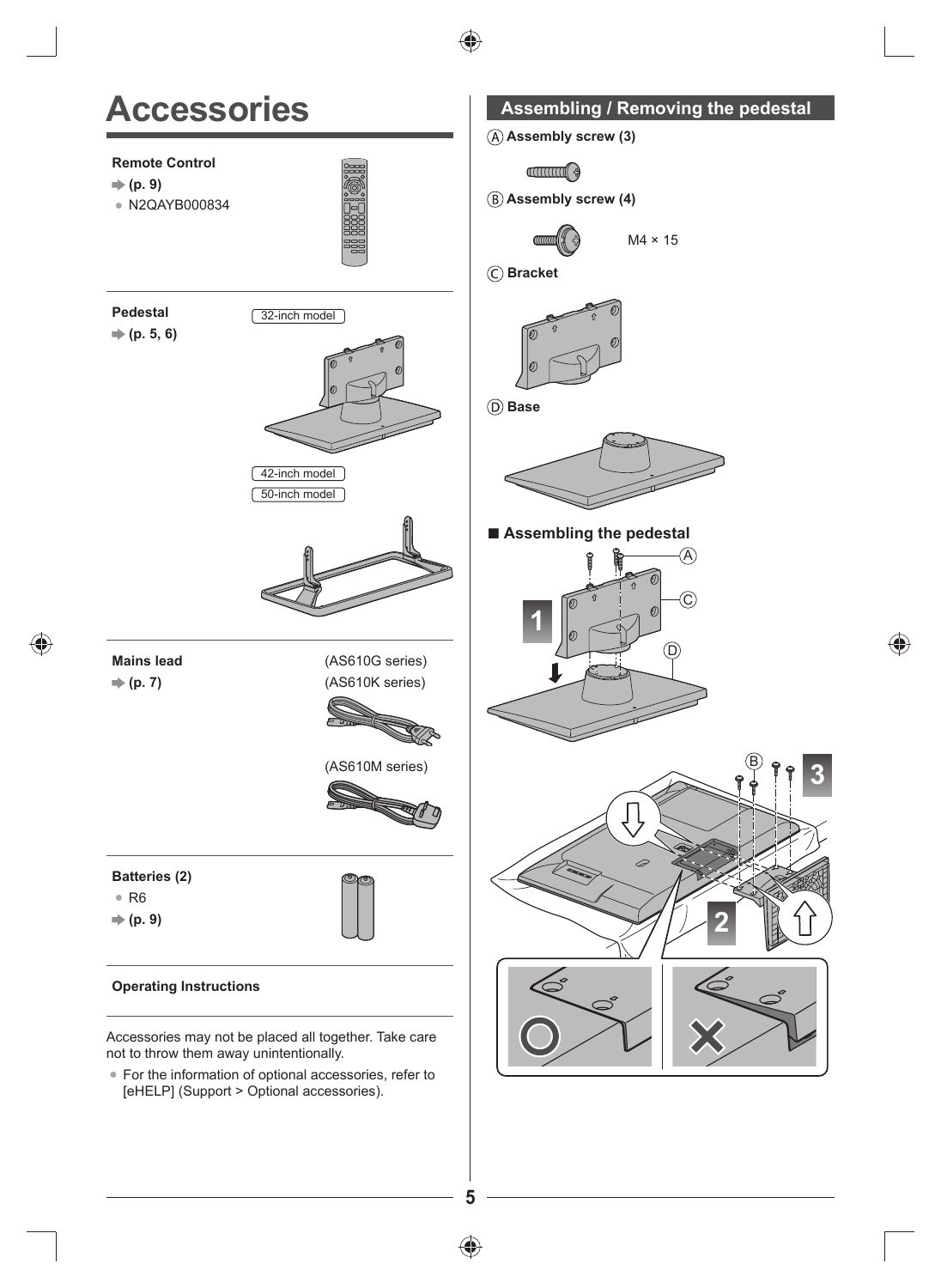# Accessories

**Remote Control**

➡ **(p. 9)**

- N2QAYB000834

**Pedestal**

➡ **(p. 5, 6)**

32-inch model

42-inch model

50-inch model

**Mains lead**

➡ **(p. 7)**

(AS610G series)

(AS610K series)

(AS610M series)

**Batteries (2)**

- R6

➡ **(p. 9)**

**Operating Instructions**

Accessories may not be placed all together. Take care not to throw them away unintentionally.

- For the information of optional accessories, refer to [eHELP] (Support > Optional accessories).

## Assembling / Removing the pedestal

Ⓐ **Assembly screw (3)**

Ⓑ **Assembly screw (4)**

M4 × 15

Ⓒ **Bracket**

Ⓓ **Base**

### ■ Assembling the pedestal

Ⓐ

Ⓒ

Ⓓ

1

Ⓑ

3

2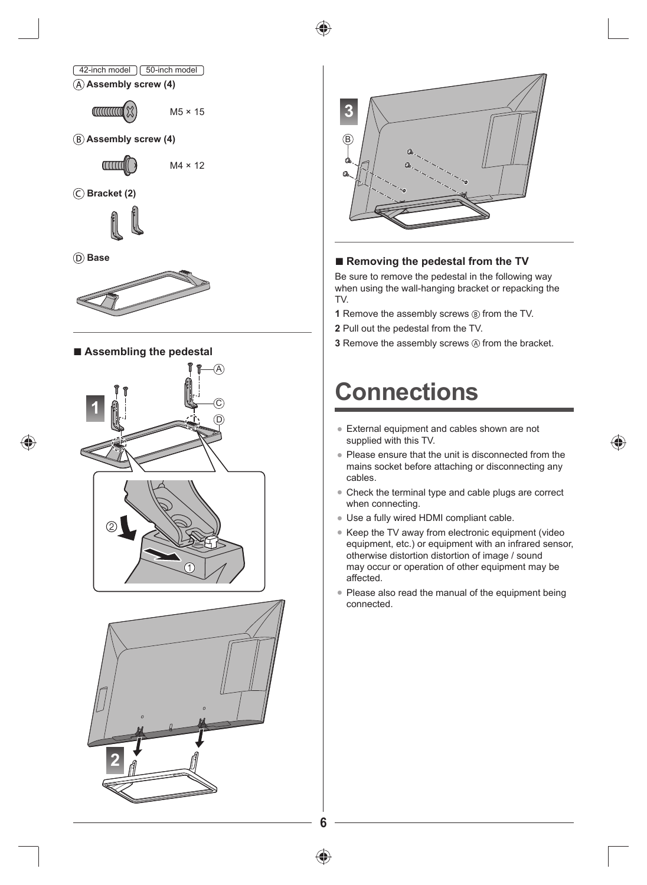42-inch model 50-inch model

Ⓐ **Assembly screw (4)**

M5 × 15

Ⓑ **Assembly screw (4)**

M4 × 12

Ⓒ **Bracket (2)**

Ⓓ **Base**

■ **Assembling the pedestal**

■ **Removing the pedestal from the TV**

Be sure to remove the pedestal in the following way when using the wall-hanging bracket or repacking the TV.

**1** Remove the assembly screws Ⓑ from the TV.

**2** Pull out the pedestal from the TV.

**3** Remove the assembly screws Ⓐ from the bracket.

# Connections

- External equipment and cables shown are not supplied with this TV.
- Please ensure that the unit is disconnected from the mains socket before attaching or disconnecting any cables.
- Check the terminal type and cable plugs are correct when connecting.
- Use a fully wired HDMI compliant cable.
- Keep the TV away from electronic equipment (video equipment, etc.) or equipment with an infrared sensor, otherwise distortion distortion of image / sound may occur or operation of other equipment may be affected.
- Please also read the manual of the equipment being connected.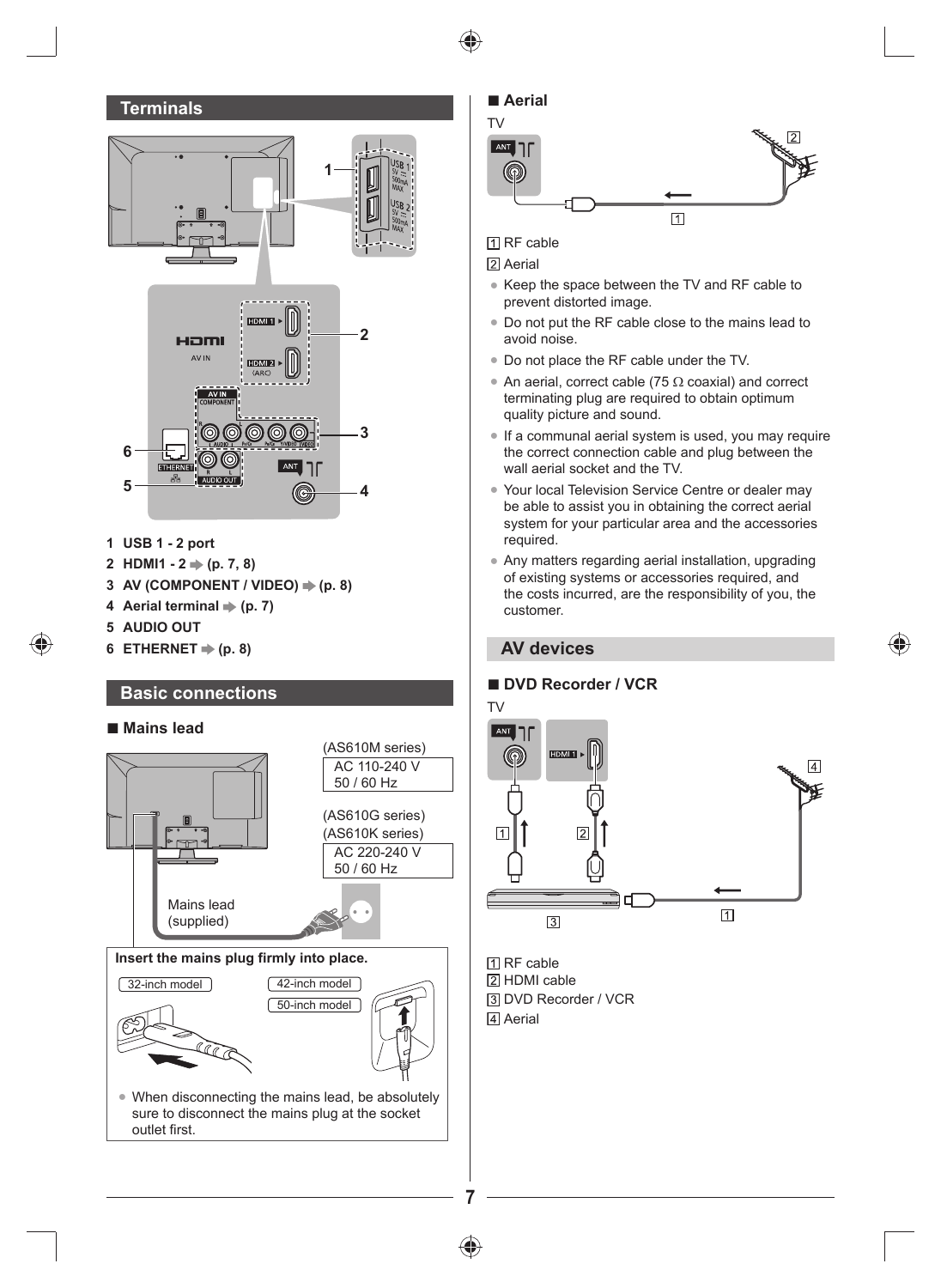## Terminals

1 **USB 1 - 2 port**
2 **HDMI1 - 2 ➡ (p. 7, 8)**
3 **AV (COMPONENT / VIDEO) ➡ (p. 8)**
4 **Aerial terminal ➡ (p. 7)**
5 **AUDIO OUT**
6 **ETHERNET ➡ (p. 8)**

## Basic connections

### ■ Mains lead

(AS610M series)

AC 110-240 V
50 / 60 Hz

(AS610G series)
(AS610K series)

AC 220-240 V
50 / 60 Hz

Mains lead (supplied)

**Insert the mains plug firmly into place.**

32-inch model

42-inch model
50-inch model

- When disconnecting the mains lead, be absolutely sure to disconnect the mains plug at the socket outlet first.

### ■ Aerial

TV

1 RF cable
2 Aerial

- Keep the space between the TV and RF cable to prevent distorted image.
- Do not put the RF cable close to the mains lead to avoid noise.
- Do not place the RF cable under the TV.
- An aerial, correct cable (75 Ω coaxial) and correct terminating plug are required to obtain optimum quality picture and sound.
- If a communal aerial system is used, you may require the correct connection cable and plug between the wall aerial socket and the TV.
- Your local Television Service Centre or dealer may be able to assist you in obtaining the correct aerial system for your particular area and the accessories required.
- Any matters regarding aerial installation, upgrading of existing systems or accessories required, and the costs incurred, are the responsibility of you, the customer.

## AV devices

### ■ DVD Recorder / VCR

TV

1 RF cable
2 HDMI cable
3 DVD Recorder / VCR
4 Aerial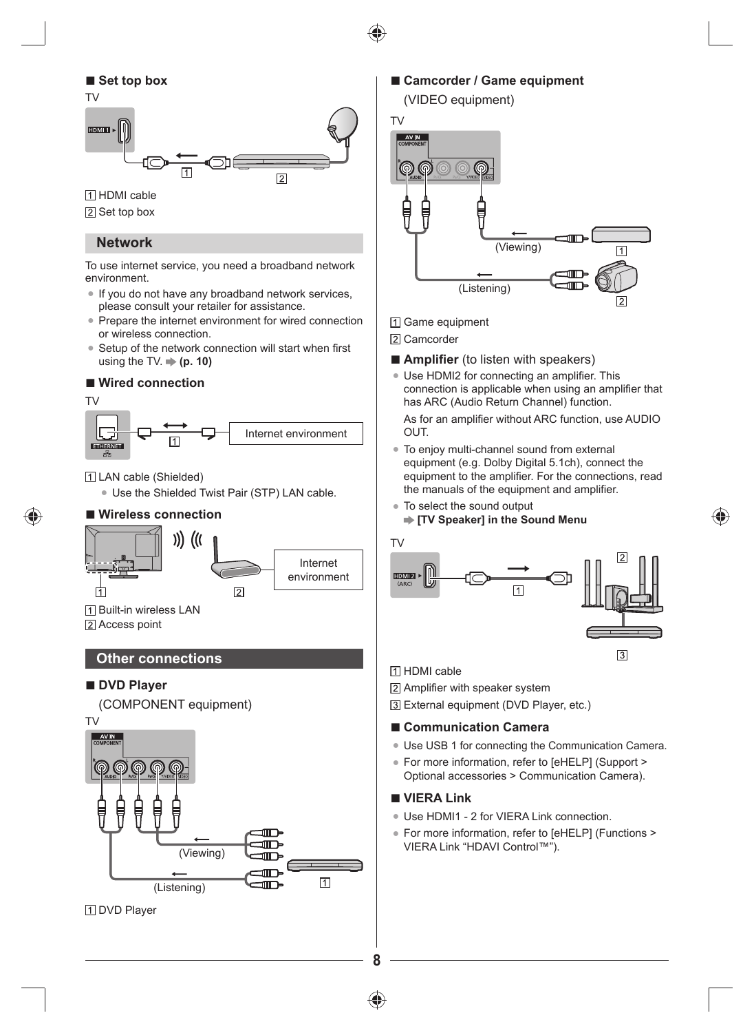### ■ Set top box

TV

1 HDMI cable

2 Set top box

## Network

To use internet service, you need a broadband network environment.

- If you do not have any broadband network services, please consult your retailer for assistance.
- Prepare the internet environment for wired connection or wireless connection.
- Setup of the network connection will start when first using the TV. ➡ **(p. 10)**

### ■ Wired connection

TV

Internet environment

1 LAN cable (Shielded)

- Use the Shielded Twist Pair (STP) LAN cable.

### ■ Wireless connection

Internet environment

1 Built-in wireless LAN

2 Access point

## Other connections

### ■ DVD Player

(COMPONENT equipment)

TV

(Viewing)

(Listening)

1 DVD Player

### ■ Camcorder / Game equipment

(VIDEO equipment)

TV

(Viewing)

(Listening)

1 Game equipment

2 Camcorder

### ■ Amplifier (to listen with speakers)

- Use HDMI2 for connecting an amplifier. This connection is applicable when using an amplifier that has ARC (Audio Return Channel) function.

  As for an amplifier without ARC function, use AUDIO OUT.
- To enjoy multi-channel sound from external equipment (e.g. Dolby Digital 5.1ch), connect the equipment to the amplifier. For the connections, read the manuals of the equipment and amplifier.
- To select the sound output
  ➡ **[TV Speaker] in the Sound Menu**

TV

1 HDMI cable

2 Amplifier with speaker system

3 External equipment (DVD Player, etc.)

### ■ Communication Camera

- Use USB 1 for connecting the Communication Camera.
- For more information, refer to [eHELP] (Support > Optional accessories > Communication Camera).

### ■ VIERA Link

- Use HDMI1 - 2 for VIERA Link connection.
- For more information, refer to [eHELP] (Functions > VIERA Link “HDAVI Control™”).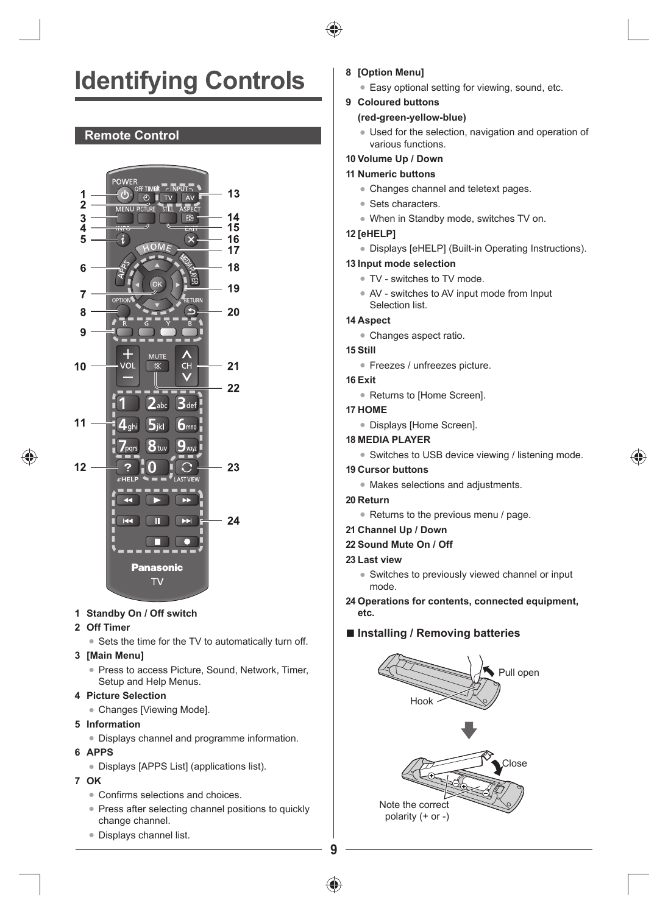# Identifying Controls

## Remote Control

1 **Standby On / Off switch**

2 **Off Timer**
- Sets the time for the TV to automatically turn off.

3 **[Main Menu]**
- Press to access Picture, Sound, Network, Timer, Setup and Help Menus.

4 **Picture Selection**
- Changes [Viewing Mode].

5 **Information**
- Displays channel and programme information.

6 **APPS**
- Displays [APPS List] (applications list).

7 **OK**
- Confirms selections and choices.
- Press after selecting channel positions to quickly change channel.
- Displays channel list.

8 **[Option Menu]**
- Easy optional setting for viewing, sound, etc.

9 **Coloured buttons (red-green-yellow-blue)**
- Used for the selection, navigation and operation of various functions.

10 **Volume Up / Down**

11 **Numeric buttons**
- Changes channel and teletext pages.
- Sets characters.
- When in Standby mode, switches TV on.

12 **[eHELP]**
- Displays [eHELP] (Built-in Operating Instructions).

13 **Input mode selection**
- TV - switches to TV mode.
- AV - switches to AV input mode from Input Selection list.

14 **Aspect**
- Changes aspect ratio.

15 **Still**
- Freezes / unfreezes picture.

16 **Exit**
- Returns to [Home Screen].

17 **HOME**
- Displays [Home Screen].

18 **MEDIA PLAYER**
- Switches to USB device viewing / listening mode.

19 **Cursor buttons**
- Makes selections and adjustments.

20 **Return**
- Returns to the previous menu / page.

21 **Channel Up / Down**

22 **Sound Mute On / Off**

23 **Last view**
- Switches to previously viewed channel or input mode.

24 **Operations for contents, connected equipment, etc.**

### ■ Installing / Removing batteries

Pull open

Hook

Close

Note the correct polarity (+ or -)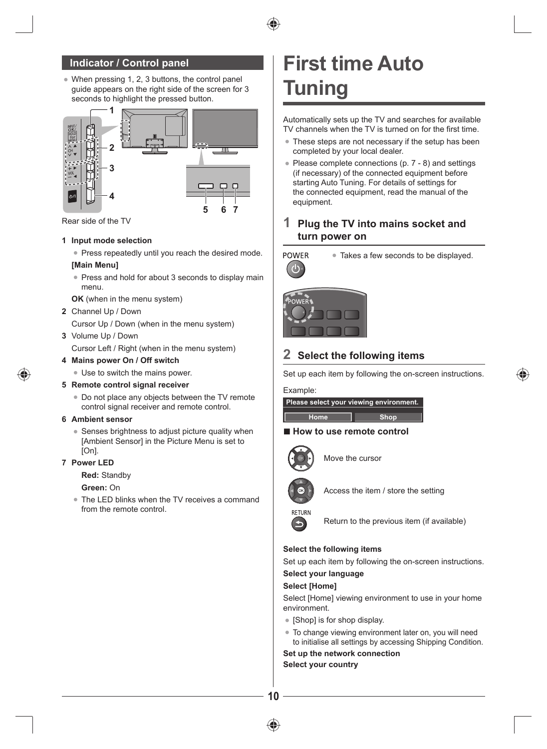## Indicator / Control panel

- When pressing 1, 2, 3 buttons, the control panel guide appears on the right side of the screen for 3 seconds to highlight the pressed button.

Rear side of the TV

1. **Input mode selection**
   - Press repeatedly until you reach the desired mode.

   **[Main Menu]**
   - Press and hold for about 3 seconds to display main menu.

   **OK** (when in the menu system)
2. Channel Up / Down

   Cursor Up / Down (when in the menu system)
3. Volume Up / Down

   Cursor Left / Right (when in the menu system)
4. **Mains power On / Off switch**
   - Use to switch the mains power.
5. **Remote control signal receiver**
   - Do not place any objects between the TV remote control signal receiver and remote control.
6. **Ambient sensor**
   - Senses brightness to adjust picture quality when [Ambient Sensor] in the Picture Menu is set to [On].
7. **Power LED**

   **Red:** Standby

   **Green:** On
   - The LED blinks when the TV receives a command from the remote control.

# First time Auto Tuning

Automatically sets up the TV and searches for available TV channels when the TV is turned on for the first time.

- These steps are not necessary if the setup has been completed by your local dealer.
- Please complete connections (p. 7 - 8) and settings (if necessary) of the connected equipment before starting Auto Tuning. For details of settings for the connected equipment, read the manual of the equipment.

### 1 Plug the TV into mains socket and turn power on

POWER

- Takes a few seconds to be displayed.

### 2 Select the following items

Set up each item by following the on-screen instructions.

Example:

| Please select your viewing environment. | |
|---|---|
| Home | Shop |

■ **How to use remote control**

Move the cursor

Access the item / store the setting

RETURN

Return to the previous item (if available)

**Select the following items**

Set up each item by following the on-screen instructions.

**Select your language**

**Select [Home]**

Select [Home] viewing environment to use in your home environment.

- [Shop] is for shop display.
- To change viewing environment later on, you will need to initialise all settings by accessing Shipping Condition.

**Set up the network connection**

**Select your country**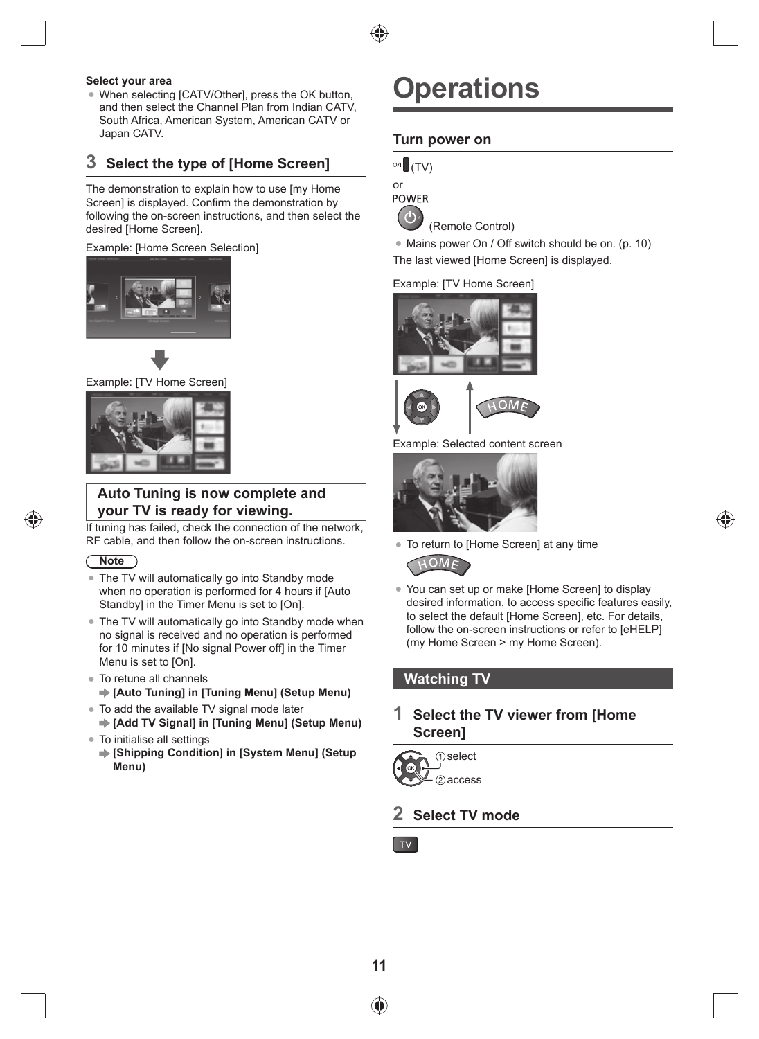**Select your area**

- When selecting [CATV/Other], press the OK button, and then select the Channel Plan from Indian CATV, South Africa, American System, American CATV or Japan CATV.

## 3 Select the type of [Home Screen]

The demonstration to explain how to use [my Home Screen] is displayed. Confirm the demonstration by following the on-screen instructions, and then select the desired [Home Screen].

Example: [Home Screen Selection]

Example: [TV Home Screen]

**Auto Tuning is now complete and your TV is ready for viewing.**

If tuning has failed, check the connection of the network, RF cable, and then follow the on-screen instructions.

**Note**

- The TV will automatically go into Standby mode when no operation is performed for 4 hours if [Auto Standby] in the Timer Menu is set to [On].
- The TV will automatically go into Standby mode when no signal is received and no operation is performed for 10 minutes if [No signal Power off] in the Timer Menu is set to [On].
- To retune all channels
  - **[Auto Tuning] in [Tuning Menu] (Setup Menu)**
- To add the available TV signal mode later
  - **[Add TV Signal] in [Tuning Menu] (Setup Menu)**
- To initialise all settings
  - **[Shipping Condition] in [System Menu] (Setup Menu)**

# Operations

## Turn power on

(TV)

or

POWER

(Remote Control)

- Mains power On / Off switch should be on. (p. 10)

The last viewed [Home Screen] is displayed.

Example: [TV Home Screen]

OK HOME

Example: Selected content screen

- To return to [Home Screen] at any time

HOME

- You can set up or make [Home Screen] to display desired information, to access specific features easily, to select the default [Home Screen], etc. For details, follow the on-screen instructions or refer to [eHELP] (my Home Screen > my Home Screen).

## Watching TV

### 1 Select the TV viewer from [Home Screen]

① select

② access

### 2 Select TV mode

TV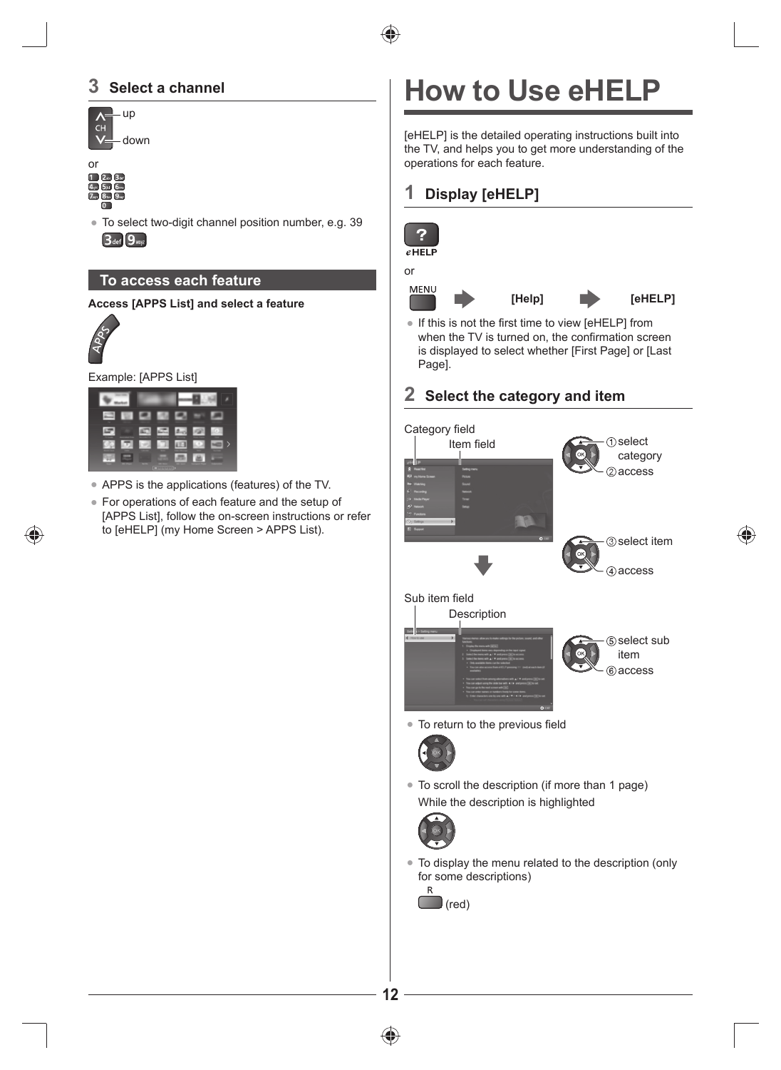## 3 Select a channel

CH ∧ up

CH ∨ down

or

1 2 3
4 5 6
7 8 9
0

- To select two-digit channel position number, e.g. 39

  3 9

## To access each feature

**Access [APPS List] and select a feature**

APPS

Example: [APPS List]

- APPS is the applications (features) of the TV.
- For operations of each feature and the setup of [APPS List], follow the on-screen instructions or refer to [eHELP] (my Home Screen > APPS List).

# How to Use eHELP

[eHELP] is the detailed operating instructions built into the TV, and helps you to get more understanding of the operations for each feature.

## 1 Display [eHELP]

eHELP

or

MENU → [Help] → [eHELP]

- If this is not the first time to view [eHELP] from when the TV is turned on, the confirmation screen is displayed to select whether [First Page] or [Last Page].

## 2 Select the category and item

Category field

Item field

① select category

② access

③ select item

④ access

Sub item field

Description

⑤ select sub item

⑥ access

- To return to the previous field
- To scroll the description (if more than 1 page)

  While the description is highlighted
- To display the menu related to the description (only for some descriptions)

  R (red)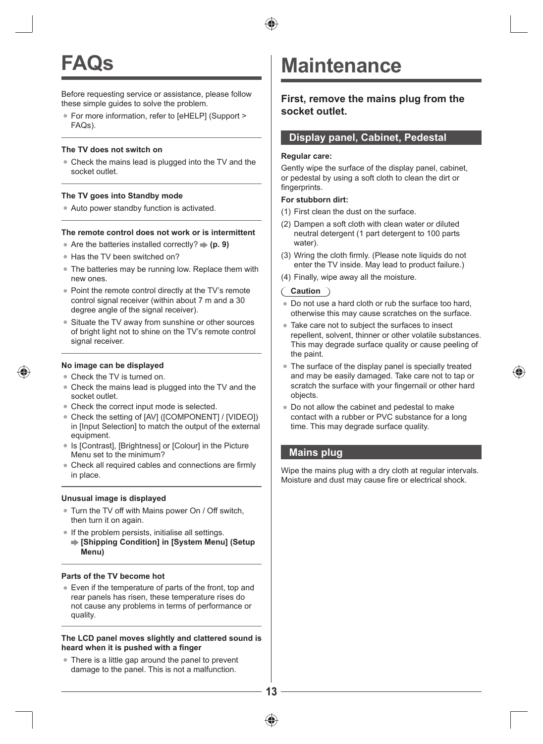# FAQs

Before requesting service or assistance, please follow these simple guides to solve the problem.

- For more information, refer to [eHELP] (Support > FAQs).

**The TV does not switch on**

- Check the mains lead is plugged into the TV and the socket outlet.

**The TV goes into Standby mode**

- Auto power standby function is activated.

**The remote control does not work or is intermittent**

- Are the batteries installed correctly? ➡ **(p. 9)**
- Has the TV been switched on?
- The batteries may be running low. Replace them with new ones.
- Point the remote control directly at the TV's remote control signal receiver (within about 7 m and a 30 degree angle of the signal receiver).
- Situate the TV away from sunshine or other sources of bright light not to shine on the TV's remote control signal receiver.

**No image can be displayed**

- Check the TV is turned on.
- Check the mains lead is plugged into the TV and the socket outlet.
- Check the correct input mode is selected.
- Check the setting of [AV] ([COMPONENT] / [VIDEO]) in [Input Selection] to match the output of the external equipment.
- Is [Contrast], [Brightness] or [Colour] in the Picture Menu set to the minimum?
- Check all required cables and connections are firmly in place.

**Unusual image is displayed**

- Turn the TV off with Mains power On / Off switch, then turn it on again.
- If the problem persists, initialise all settings.
  ➡ **[Shipping Condition] in [System Menu] (Setup Menu)**

**Parts of the TV become hot**

- Even if the temperature of parts of the front, top and rear panels has risen, these temperature rises do not cause any problems in terms of performance or quality.

**The LCD panel moves slightly and clattered sound is heard when it is pushed with a finger**

- There is a little gap around the panel to prevent damage to the panel. This is not a malfunction.

# Maintenance

### First, remove the mains plug from the socket outlet.

## Display panel, Cabinet, Pedestal

**Regular care:**

Gently wipe the surface of the display panel, cabinet, or pedestal by using a soft cloth to clean the dirt or fingerprints.

**For stubborn dirt:**

(1) First clean the dust on the surface.

(2) Dampen a soft cloth with clean water or diluted neutral detergent (1 part detergent to 100 parts water).

(3) Wring the cloth firmly. (Please note liquids do not enter the TV inside. May lead to product failure.)

(4) Finally, wipe away all the moisture.

**Caution**

- Do not use a hard cloth or rub the surface too hard, otherwise this may cause scratches on the surface.
- Take care not to subject the surfaces to insect repellent, solvent, thinner or other volatile substances. This may degrade surface quality or cause peeling of the paint.
- The surface of the display panel is specially treated and may be easily damaged. Take care not to tap or scratch the surface with your fingernail or other hard objects.
- Do not allow the cabinet and pedestal to make contact with a rubber or PVC substance for a long time. This may degrade surface quality.

## Mains plug

Wipe the mains plug with a dry cloth at regular intervals. Moisture and dust may cause fire or electrical shock.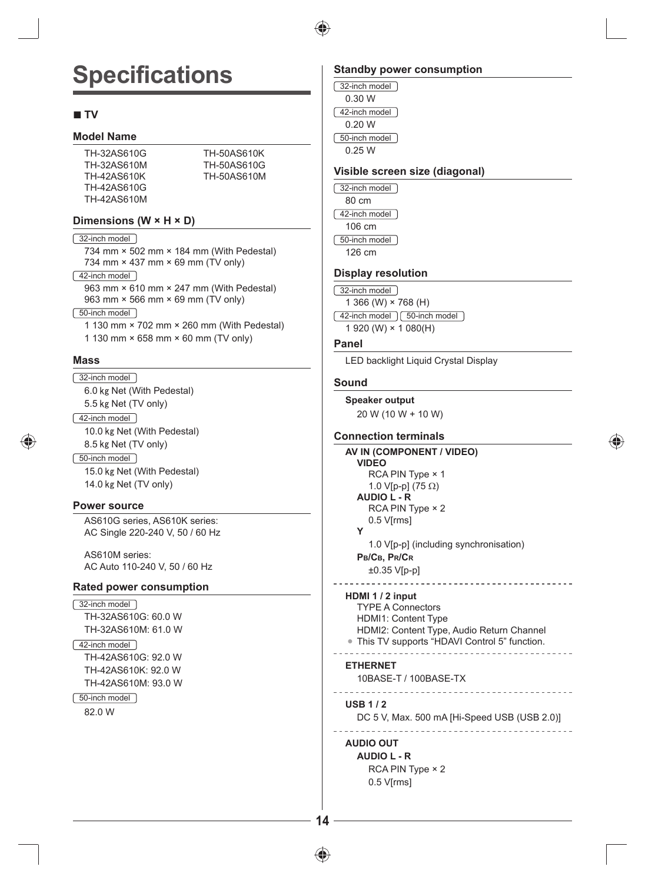# Specifications

## ■ TV

### Model Name

TH-32AS610G
TH-32AS610M
TH-42AS610K
TH-42AS610G
TH-42AS610M
TH-50AS610K
TH-50AS610G
TH-50AS610M

### Dimensions (W × H × D)

32-inch model

734 mm × 502 mm × 184 mm (With Pedestal)
734 mm × 437 mm × 69 mm (TV only)

42-inch model

963 mm × 610 mm × 247 mm (With Pedestal)
963 mm × 566 mm × 69 mm (TV only)

50-inch model

1 130 mm × 702 mm × 260 mm (With Pedestal)
1 130 mm × 658 mm × 60 mm (TV only)

### Mass

32-inch model

6.0 ㎏ Net (With Pedestal)
5.5 ㎏ Net (TV only)

42-inch model

10.0 ㎏ Net (With Pedestal)
8.5 ㎏ Net (TV only)

50-inch model

15.0 ㎏ Net (With Pedestal)
14.0 ㎏ Net (TV only)

### Power source

AS610G series, AS610K series:
AC Single 220-240 V, 50 / 60 Hz

AS610M series:
AC Auto 110-240 V, 50 / 60 Hz

### Rated power consumption

32-inch model

TH-32AS610G: 60.0 W
TH-32AS610M: 61.0 W

42-inch model

TH-42AS610G: 92.0 W
TH-42AS610K: 92.0 W
TH-42AS610M: 93.0 W

50-inch model

82.0 W

### Standby power consumption

32-inch model

0.30 W

42-inch model

0.20 W

50-inch model

0.25 W

### Visible screen size (diagonal)

32-inch model

80 cm

42-inch model

106 cm

50-inch model

126 cm

### Display resolution

32-inch model

1 366 (W) × 768 (H)

42-inch model, 50-inch model

1 920 (W) × 1 080(H)

### Panel

LED backlight Liquid Crystal Display

### Sound

**Speaker output**

20 W (10 W + 10 W)

### Connection terminals

**AV IN (COMPONENT / VIDEO)**

**VIDEO**
RCA PIN Type × 1
1.0 V[p-p] (75 Ω)

**AUDIO L - R**
RCA PIN Type × 2
0.5 V[rms]

**Y**
1.0 V[p-p] (including synchronisation)

**PB/CB, PR/CR**
±0.35 V[p-p]

---

**HDMI 1 / 2 input**

TYPE A Connectors
HDMI1: Content Type
HDMI2: Content Type, Audio Return Channel

- This TV supports “HDAVI Control 5” function.

---

**ETHERNET**

10BASE-T / 100BASE-TX

---

**USB 1 / 2**

DC 5 V, Max. 500 mA [Hi-Speed USB (USB 2.0)]

---

**AUDIO OUT**

**AUDIO L - R**
RCA PIN Type × 2
0.5 V[rms]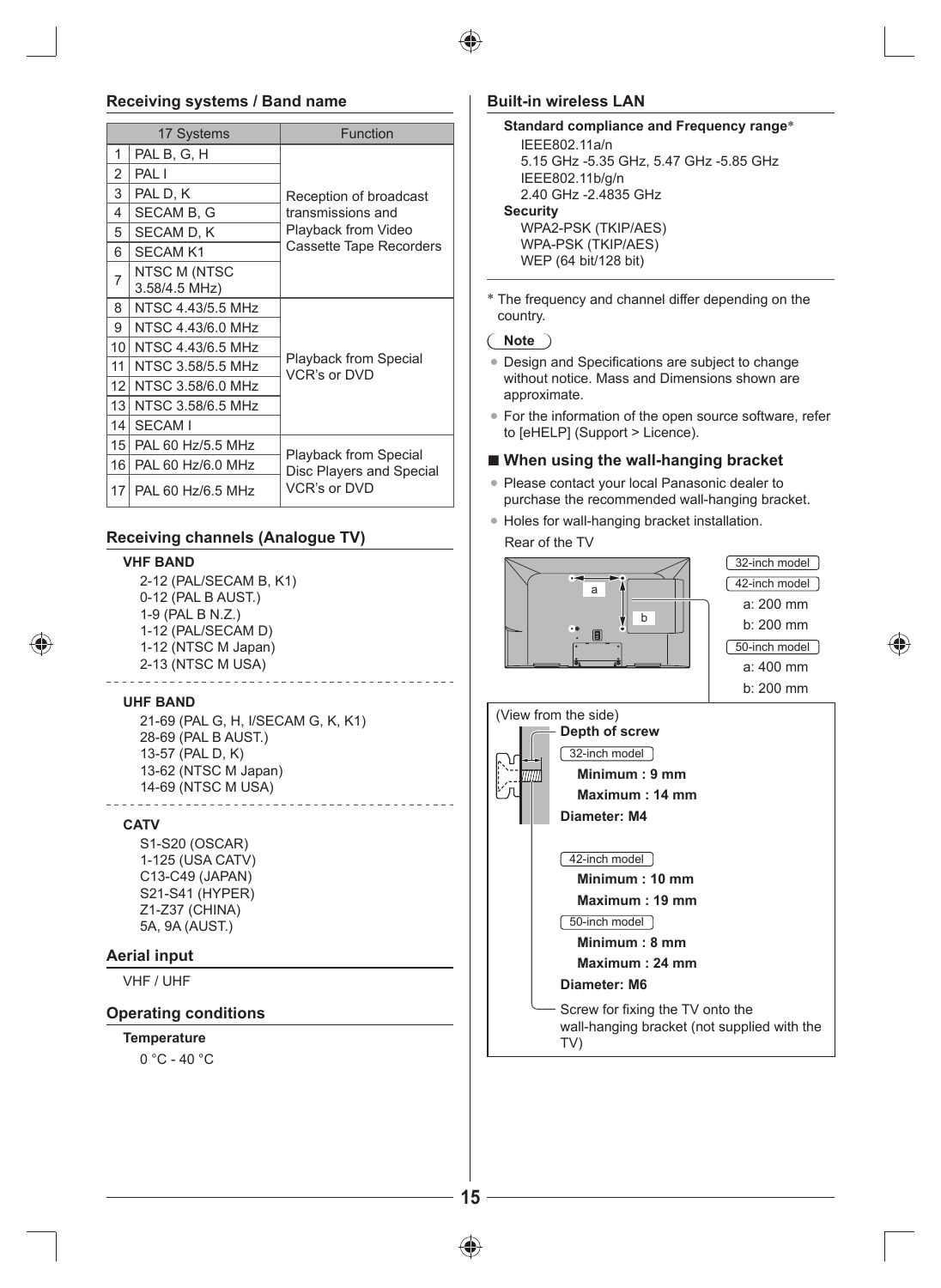## Receiving systems / Band name

| | 17 Systems | Function |
|---|---|---|
| 1 | PAL B, G, H | Reception of broadcast transmissions and Playback from Video Cassette Tape Recorders |
| 2 | PAL I | |
| 3 | PAL D, K | |
| 4 | SECAM B, G | |
| 5 | SECAM D, K | |
| 6 | SECAM K1 | |
| 7 | NTSC M (NTSC 3.58/4.5 MHz) | |
| 8 | NTSC 4.43/5.5 MHz | Playback from Special VCR's or DVD |
| 9 | NTSC 4.43/6.0 MHz | |
| 10 | NTSC 4.43/6.5 MHz | |
| 11 | NTSC 3.58/5.5 MHz | |
| 12 | NTSC 3.58/6.0 MHz | |
| 13 | NTSC 3.58/6.5 MHz | |
| 14 | SECAM I | |
| 15 | PAL 60 Hz/5.5 MHz | Playback from Special Disc Players and Special VCR's or DVD |
| 16 | PAL 60 Hz/6.0 MHz | |
| 17 | PAL 60 Hz/6.5 MHz | |

## Receiving channels (Analogue TV)

**VHF BAND**

2-12 (PAL/SECAM B, K1)
0-12 (PAL B AUST.)
1-9 (PAL B N.Z.)
1-12 (PAL/SECAM D)
1-12 (NTSC M Japan)
2-13 (NTSC M USA)

**UHF BAND**

21-69 (PAL G, H, I/SECAM G, K, K1)
28-69 (PAL B AUST.)
13-57 (PAL D, K)
13-62 (NTSC M Japan)
14-69 (NTSC M USA)

**CATV**

S1-S20 (OSCAR)
1-125 (USA CATV)
C13-C49 (JAPAN)
S21-S41 (HYPER)
Z1-Z37 (CHINA)
5A, 9A (AUST.)

## Aerial input

VHF / UHF

## Operating conditions

**Temperature**

0 °C - 40 °C

## Built-in wireless LAN

**Standard compliance and Frequency range***

IEEE802.11a/n
5.15 GHz -5.35 GHz, 5.47 GHz -5.85 GHz
IEEE802.11b/g/n
2.40 GHz -2.4835 GHz

**Security**

WPA2-PSK (TKIP/AES)
WPA-PSK (TKIP/AES)
WEP (64 bit/128 bit)

* The frequency and channel differ depending on the country.

**Note**

- Design and Specifications are subject to change without notice. Mass and Dimensions shown are approximate.
- For the information of the open source software, refer to [eHELP] (Support > Licence).

### ■ When using the wall-hanging bracket

- Please contact your local Panasonic dealer to purchase the recommended wall-hanging bracket.
- Holes for wall-hanging bracket installation.

Rear of the TV

32-inch model
42-inch model
a: 200 mm
b: 200 mm

50-inch model
a: 400 mm
b: 200 mm

(View from the side)

**Depth of screw**

32-inch model
**Minimum : 9 mm**
**Maximum : 14 mm**
**Diameter: M4**

42-inch model
**Minimum : 10 mm**
**Maximum : 19 mm**

50-inch model
**Minimum : 8 mm**
**Maximum : 24 mm**
**Diameter: M6**

Screw for fixing the TV onto the wall-hanging bracket (not supplied with the TV)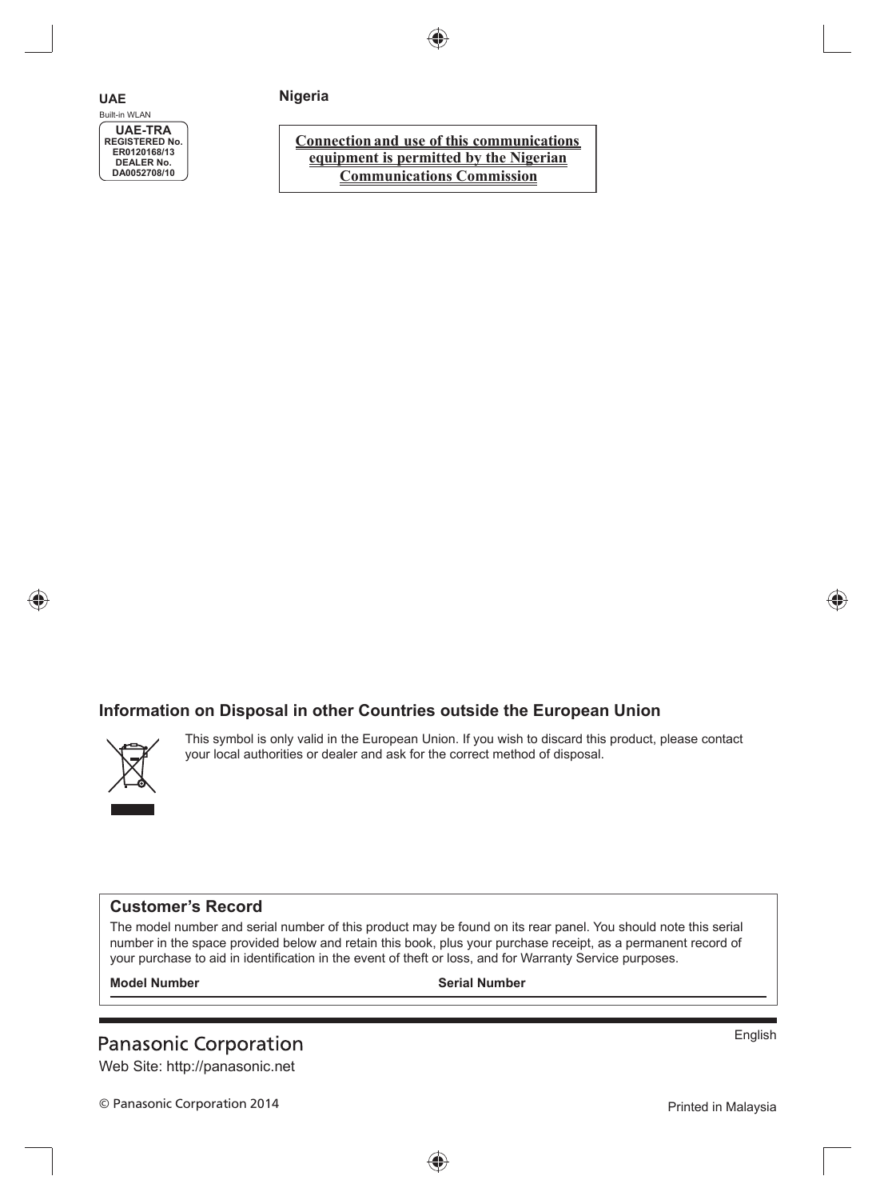**UAE**

Built-in WLAN

**UAE-TRA**
**REGISTERED No.**
**ER0120168/13**
**DEALER No.**
**DA0052708/10**

**Nigeria**

**Connection and use of this communications equipment is permitted by the Nigerian Communications Commission**

## Information on Disposal in other Countries outside the European Union

This symbol is only valid in the European Union. If you wish to discard this product, please contact your local authorities or dealer and ask for the correct method of disposal.

## Customer's Record

The model number and serial number of this product may be found on its rear panel. You should note this serial number in the space provided below and retain this book, plus your purchase receipt, as a permanent record of your purchase to aid in identification in the event of theft or loss, and for Warranty Service purposes.

**Model Number** **Serial Number**

Panasonic Corporation

Web Site: http://panasonic.net

English

© Panasonic Corporation 2014

Printed in Malaysia